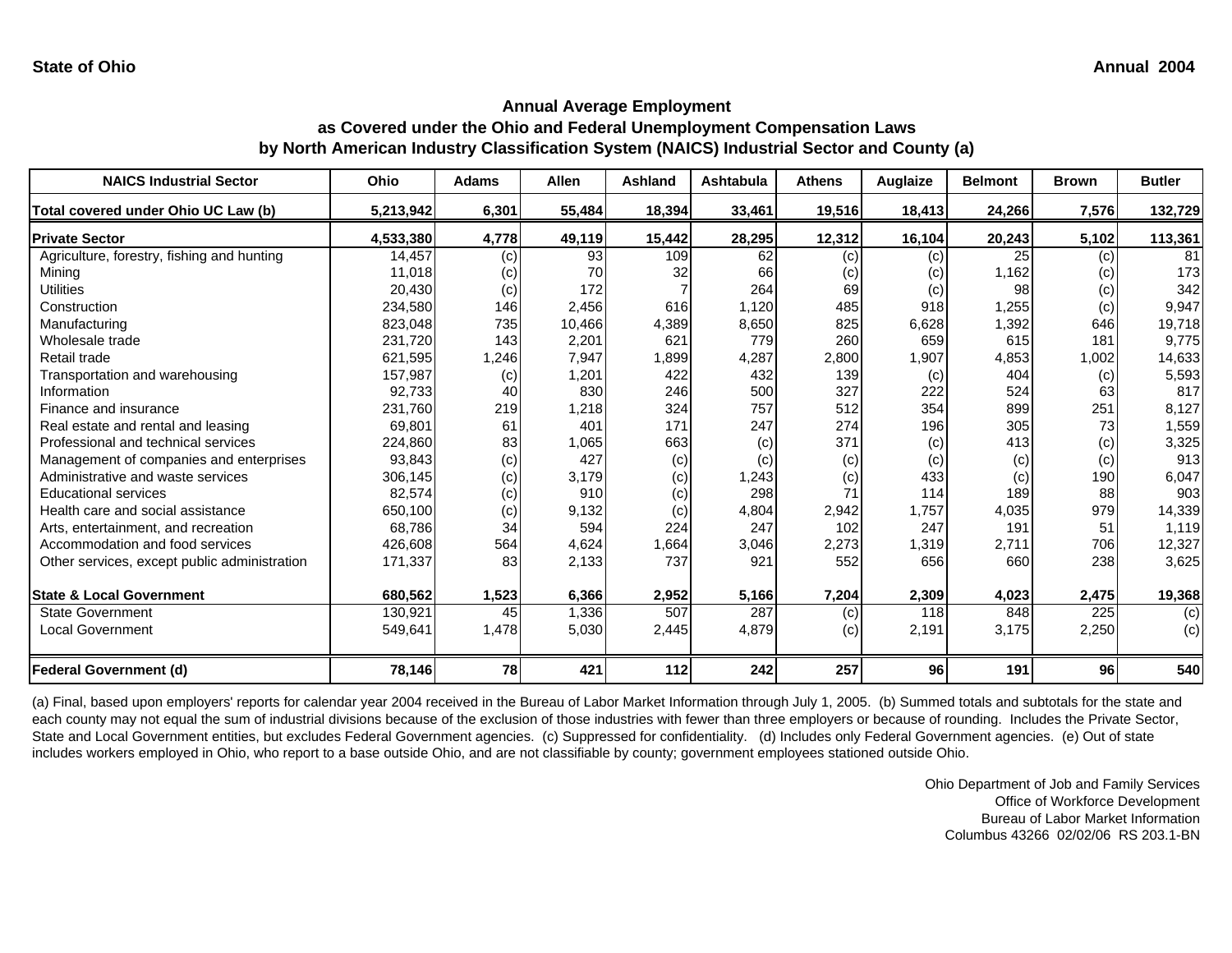State of Ohio

Annual 2004

## Annual Average Employment
## as Covered under the Ohio and Federal Unemployment Compensation Laws
## by North American Industry Classification System (NAICS) Industrial Sector and County (a)

| NAICS Industrial Sector | Ohio | Adams | Allen | Ashland | Ashtabula | Athens | Auglaize | Belmont | Brown | Butler |
|---|---|---|---|---|---|---|---|---|---|---|
| **Total covered under Ohio UC Law (b)** | **5,213,942** | **6,301** | **55,484** | **18,394** | **33,461** | **19,516** | **18,413** | **24,266** | **7,576** | **132,729** |
| **Private Sector** | **4,533,380** | **4,778** | **49,119** | **15,442** | **28,295** | **12,312** | **16,104** | **20,243** | **5,102** | **113,361** |
| Agriculture, forestry, fishing and hunting | 14,457 | (c) | 93 | 109 | 62 | (c) | (c) | 25 | (c) | 81 |
| Mining | 11,018 | (c) | 70 | 32 | 66 | (c) | (c) | 1,162 | (c) | 173 |
| Utilities | 20,430 | (c) | 172 | 7 | 264 | 69 | (c) | 98 | (c) | 342 |
| Construction | 234,580 | 146 | 2,456 | 616 | 1,120 | 485 | 918 | 1,255 | (c) | 9,947 |
| Manufacturing | 823,048 | 735 | 10,466 | 4,389 | 8,650 | 825 | 6,628 | 1,392 | 646 | 19,718 |
| Wholesale trade | 231,720 | 143 | 2,201 | 621 | 779 | 260 | 659 | 615 | 181 | 9,775 |
| Retail trade | 621,595 | 1,246 | 7,947 | 1,899 | 4,287 | 2,800 | 1,907 | 4,853 | 1,002 | 14,633 |
| Transportation and warehousing | 157,987 | (c) | 1,201 | 422 | 432 | 139 | (c) | 404 | (c) | 5,593 |
| Information | 92,733 | 40 | 830 | 246 | 500 | 327 | 222 | 524 | 63 | 817 |
| Finance and insurance | 231,760 | 219 | 1,218 | 324 | 757 | 512 | 354 | 899 | 251 | 8,127 |
| Real estate and rental and leasing | 69,801 | 61 | 401 | 171 | 247 | 274 | 196 | 305 | 73 | 1,559 |
| Professional and technical services | 224,860 | 83 | 1,065 | 663 | (c) | 371 | (c) | 413 | (c) | 3,325 |
| Management of companies and enterprises | 93,843 | (c) | 427 | (c) | (c) | (c) | (c) | (c) | (c) | 913 |
| Administrative and waste services | 306,145 | (c) | 3,179 | (c) | 1,243 | (c) | 433 | (c) | 190 | 6,047 |
| Educational services | 82,574 | (c) | 910 | (c) | 298 | 71 | 114 | 189 | 88 | 903 |
| Health care and social assistance | 650,100 | (c) | 9,132 | (c) | 4,804 | 2,942 | 1,757 | 4,035 | 979 | 14,339 |
| Arts, entertainment, and recreation | 68,786 | 34 | 594 | 224 | 247 | 102 | 247 | 191 | 51 | 1,119 |
| Accommodation and food services | 426,608 | 564 | 4,624 | 1,664 | 3,046 | 2,273 | 1,319 | 2,711 | 706 | 12,327 |
| Other services, except public administration | 171,337 | 83 | 2,133 | 737 | 921 | 552 | 656 | 660 | 238 | 3,625 |
| **State & Local Government** | **680,562** | **1,523** | **6,366** | **2,952** | **5,166** | **7,204** | **2,309** | **4,023** | **2,475** | **19,368** |
| State Government | 130,921 | 45 | 1,336 | 507 | 287 | (c) | 118 | 848 | 225 | (c) |
| Local Government | 549,641 | 1,478 | 5,030 | 2,445 | 4,879 | (c) | 2,191 | 3,175 | 2,250 | (c) |
| **Federal Government (d)** | **78,146** | **78** | **421** | **112** | **242** | **257** | **96** | **191** | **96** | **540** |

(a) Final, based upon employers' reports for calendar year 2004 received in the Bureau of Labor Market Information through July 1, 2005. (b) Summed totals and subtotals for the state and each county may not equal the sum of industrial divisions because of the exclusion of those industries with fewer than three employers or because of rounding. Includes the Private Sector, State and Local Government entities, but excludes Federal Government agencies. (c) Suppressed for confidentiality. (d) Includes only Federal Government agencies. (e) Out of state includes workers employed in Ohio, who report to a base outside Ohio, and are not classifiable by county; government employees stationed outside Ohio.

Ohio Department of Job and Family Services
Office of Workforce Development
Bureau of Labor Market Information
Columbus 43266 02/02/06 RS 203.1-BN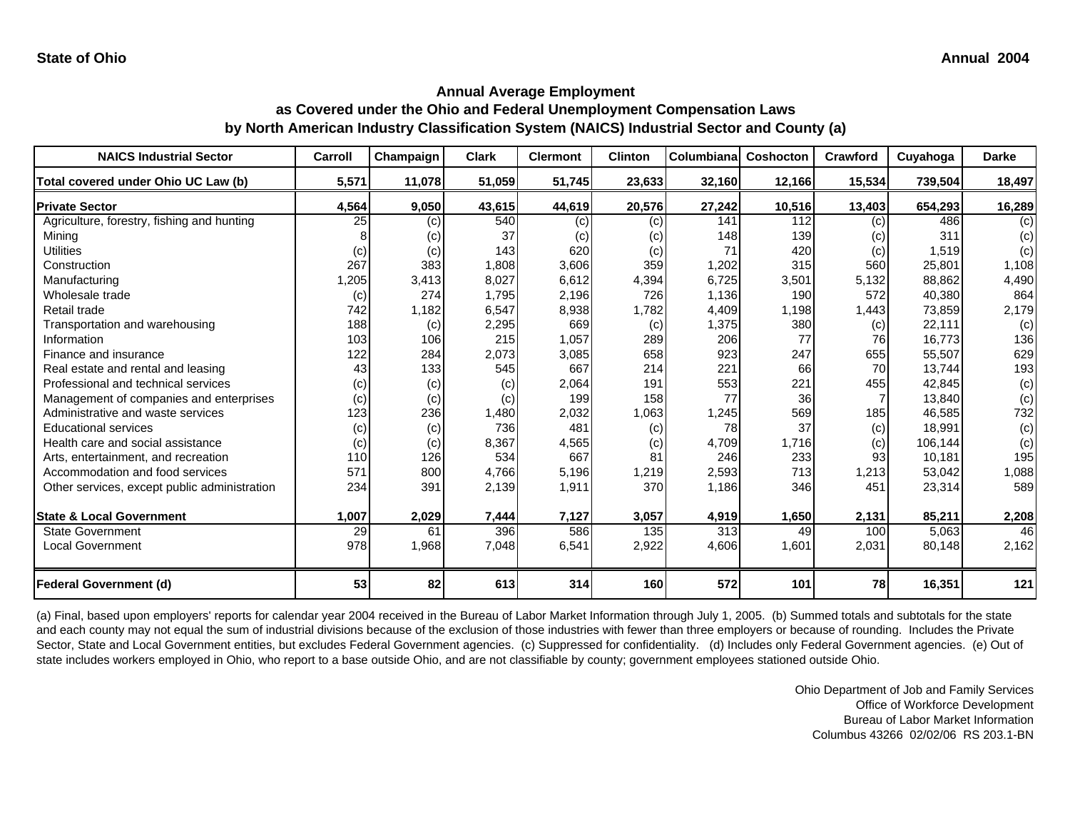**State of Ohio** **Annual 2004**

## Annual Average Employment as Covered under the Ohio and Federal Unemployment Compensation Laws by North American Industry Classification System (NAICS) Industrial Sector and County (a)

| NAICS Industrial Sector | Carroll | Champaign | Clark | Clermont | Clinton | Columbiana | Coshocton | Crawford | Cuyahoga | Darke |
|---|---|---|---|---|---|---|---|---|---|---|
| **Total covered under Ohio UC Law (b)** | **5,571** | **11,078** | **51,059** | **51,745** | **23,633** | **32,160** | **12,166** | **15,534** | **739,504** | **18,497** |
| **Private Sector** | **4,564** | **9,050** | **43,615** | **44,619** | **20,576** | **27,242** | **10,516** | **13,403** | **654,293** | **16,289** |
| Agriculture, forestry, fishing and hunting | 25 | (c) | 540 | (c) | (c) | 141 | 112 | (c) | 486 | (c) |
| Mining | 8 | (c) | 37 | (c) | (c) | 148 | 139 | (c) | 311 | (c) |
| Utilities | (c) | (c) | 143 | 620 | (c) | 71 | 420 | (c) | 1,519 | (c) |
| Construction | 267 | 383 | 1,808 | 3,606 | 359 | 1,202 | 315 | 560 | 25,801 | 1,108 |
| Manufacturing | 1,205 | 3,413 | 8,027 | 6,612 | 4,394 | 6,725 | 3,501 | 5,132 | 88,862 | 4,490 |
| Wholesale trade | (c) | 274 | 1,795 | 2,196 | 726 | 1,136 | 190 | 572 | 40,380 | 864 |
| Retail trade | 742 | 1,182 | 6,547 | 8,938 | 1,782 | 4,409 | 1,198 | 1,443 | 73,859 | 2,179 |
| Transportation and warehousing | 188 | (c) | 2,295 | 669 | (c) | 1,375 | 380 | (c) | 22,111 | (c) |
| Information | 103 | 106 | 215 | 1,057 | 289 | 206 | 77 | 76 | 16,773 | 136 |
| Finance and insurance | 122 | 284 | 2,073 | 3,085 | 658 | 923 | 247 | 655 | 55,507 | 629 |
| Real estate and rental and leasing | 43 | 133 | 545 | 667 | 214 | 221 | 66 | 70 | 13,744 | 193 |
| Professional and technical services | (c) | (c) | (c) | 2,064 | 191 | 553 | 221 | 455 | 42,845 | (c) |
| Management of companies and enterprises | (c) | (c) | (c) | 199 | 158 | 77 | 36 | 7 | 13,840 | (c) |
| Administrative and waste services | 123 | 236 | 1,480 | 2,032 | 1,063 | 1,245 | 569 | 185 | 46,585 | 732 |
| Educational services | (c) | (c) | 736 | 481 | (c) | 78 | 37 | (c) | 18,991 | (c) |
| Health care and social assistance | (c) | (c) | 8,367 | 4,565 | (c) | 4,709 | 1,716 | (c) | 106,144 | (c) |
| Arts, entertainment, and recreation | 110 | 126 | 534 | 667 | 81 | 246 | 233 | 93 | 10,181 | 195 |
| Accommodation and food services | 571 | 800 | 4,766 | 5,196 | 1,219 | 2,593 | 713 | 1,213 | 53,042 | 1,088 |
| Other services, except public administration | 234 | 391 | 2,139 | 1,911 | 370 | 1,186 | 346 | 451 | 23,314 | 589 |
| **State & Local Government** | **1,007** | **2,029** | **7,444** | **7,127** | **3,057** | **4,919** | **1,650** | **2,131** | **85,211** | **2,208** |
| State Government | 29 | 61 | 396 | 586 | 135 | 313 | 49 | 100 | 5,063 | 46 |
| Local Government | 978 | 1,968 | 7,048 | 6,541 | 2,922 | 4,606 | 1,601 | 2,031 | 80,148 | 2,162 |
| **Federal Government (d)** | **53** | **82** | **613** | **314** | **160** | **572** | **101** | **78** | **16,351** | **121** |

(a) Final, based upon employers' reports for calendar year 2004 received in the Bureau of Labor Market Information through July 1, 2005. (b) Summed totals and subtotals for the state and each county may not equal the sum of industrial divisions because of the exclusion of those industries with fewer than three employers or because of rounding. Includes the Private Sector, State and Local Government entities, but excludes Federal Government agencies. (c) Suppressed for confidentiality. (d) Includes only Federal Government agencies. (e) Out of state includes workers employed in Ohio, who report to a base outside Ohio, and are not classifiable by county; government employees stationed outside Ohio.

Ohio Department of Job and Family Services
Office of Workforce Development
Bureau of Labor Market Information
Columbus 43266 02/02/06 RS 203.1-BN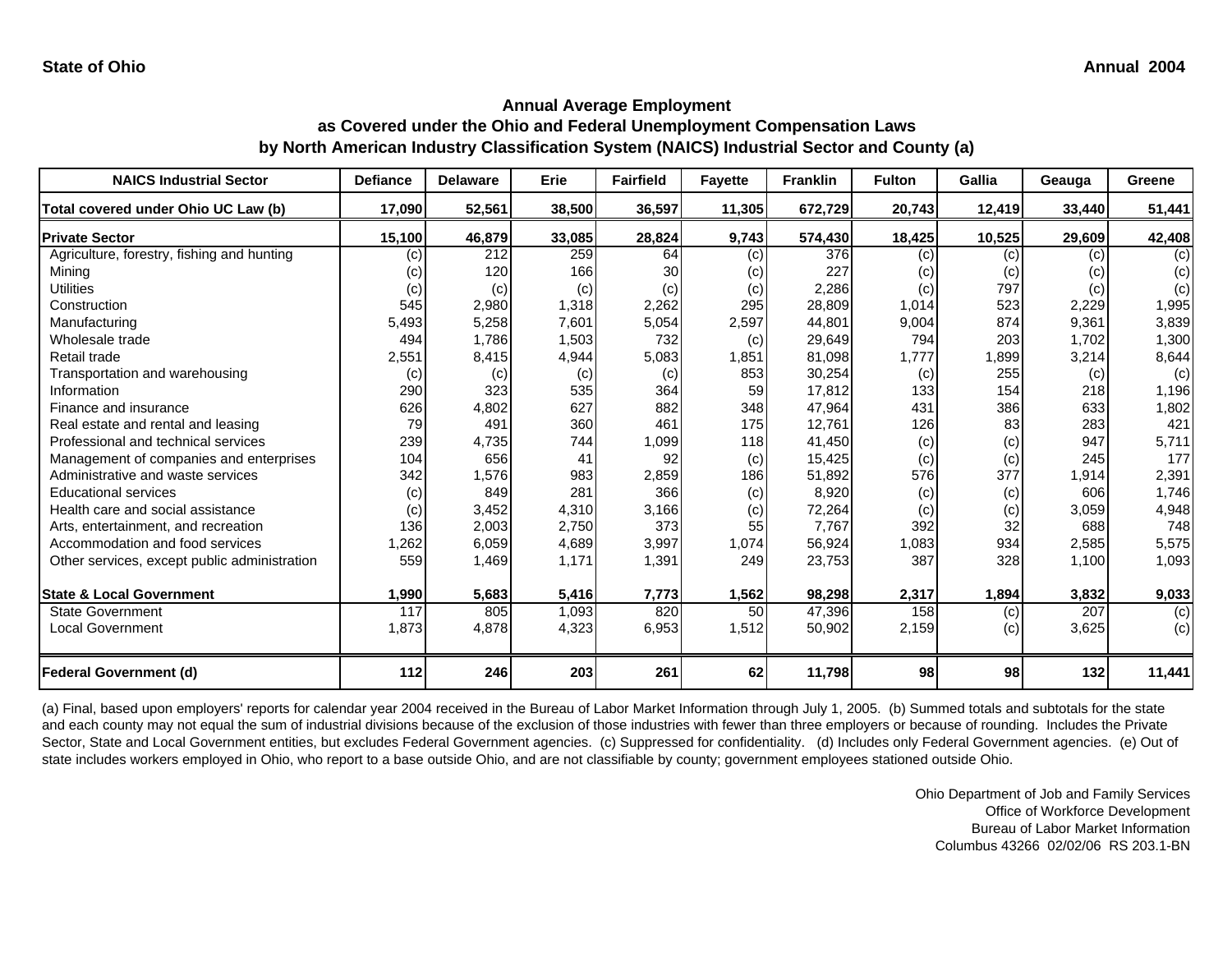**State of Ohio** **Annual 2004**

## Annual Average Employment
## as Covered under the Ohio and Federal Unemployment Compensation Laws
## by North American Industry Classification System (NAICS) Industrial Sector and County (a)

| NAICS Industrial Sector | Defiance | Delaware | Erie | Fairfield | Fayette | Franklin | Fulton | Gallia | Geauga | Greene |
|---|---|---|---|---|---|---|---|---|---|---|
| **Total covered under Ohio UC Law (b)** | **17,090** | **52,561** | **38,500** | **36,597** | **11,305** | **672,729** | **20,743** | **12,419** | **33,440** | **51,441** |
| **Private Sector** | **15,100** | **46,879** | **33,085** | **28,824** | **9,743** | **574,430** | **18,425** | **10,525** | **29,609** | **42,408** |
| Agriculture, forestry, fishing and hunting | (c) | 212 | 259 | 64 | (c) | 376 | (c) | (c) | (c) | (c) |
| Mining | (c) | 120 | 166 | 30 | (c) | 227 | (c) | (c) | (c) | (c) |
| Utilities | (c) | (c) | (c) | (c) | (c) | 2,286 | (c) | 797 | (c) | (c) |
| Construction | 545 | 2,980 | 1,318 | 2,262 | 295 | 28,809 | 1,014 | 523 | 2,229 | 1,995 |
| Manufacturing | 5,493 | 5,258 | 7,601 | 5,054 | 2,597 | 44,801 | 9,004 | 874 | 9,361 | 3,839 |
| Wholesale trade | 494 | 1,786 | 1,503 | 732 | (c) | 29,649 | 794 | 203 | 1,702 | 1,300 |
| Retail trade | 2,551 | 8,415 | 4,944 | 5,083 | 1,851 | 81,098 | 1,777 | 1,899 | 3,214 | 8,644 |
| Transportation and warehousing | (c) | (c) | (c) | (c) | 853 | 30,254 | (c) | 255 | (c) | (c) |
| Information | 290 | 323 | 535 | 364 | 59 | 17,812 | 133 | 154 | 218 | 1,196 |
| Finance and insurance | 626 | 4,802 | 627 | 882 | 348 | 47,964 | 431 | 386 | 633 | 1,802 |
| Real estate and rental and leasing | 79 | 491 | 360 | 461 | 175 | 12,761 | 126 | 83 | 283 | 421 |
| Professional and technical services | 239 | 4,735 | 744 | 1,099 | 118 | 41,450 | (c) | (c) | 947 | 5,711 |
| Management of companies and enterprises | 104 | 656 | 41 | 92 | (c) | 15,425 | (c) | (c) | 245 | 177 |
| Administrative and waste services | 342 | 1,576 | 983 | 2,859 | 186 | 51,892 | 576 | 377 | 1,914 | 2,391 |
| Educational services | (c) | 849 | 281 | 366 | (c) | 8,920 | (c) | (c) | 606 | 1,746 |
| Health care and social assistance | (c) | 3,452 | 4,310 | 3,166 | (c) | 72,264 | (c) | (c) | 3,059 | 4,948 |
| Arts, entertainment, and recreation | 136 | 2,003 | 2,750 | 373 | 55 | 7,767 | 392 | 32 | 688 | 748 |
| Accommodation and food services | 1,262 | 6,059 | 4,689 | 3,997 | 1,074 | 56,924 | 1,083 | 934 | 2,585 | 5,575 |
| Other services, except public administration | 559 | 1,469 | 1,171 | 1,391 | 249 | 23,753 | 387 | 328 | 1,100 | 1,093 |
| **State & Local Government** | **1,990** | **5,683** | **5,416** | **7,773** | **1,562** | **98,298** | **2,317** | **1,894** | **3,832** | **9,033** |
| State Government | 117 | 805 | 1,093 | 820 | 50 | 47,396 | 158 | (c) | 207 | (c) |
| Local Government | 1,873 | 4,878 | 4,323 | 6,953 | 1,512 | 50,902 | 2,159 | (c) | 3,625 | (c) |
| **Federal Government (d)** | **112** | **246** | **203** | **261** | **62** | **11,798** | **98** | **98** | **132** | **11,441** |

(a) Final, based upon employers' reports for calendar year 2004 received in the Bureau of Labor Market Information through July 1, 2005. (b) Summed totals and subtotals for the state and each county may not equal the sum of industrial divisions because of the exclusion of those industries with fewer than three employers or because of rounding. Includes the Private Sector, State and Local Government entities, but excludes Federal Government agencies. (c) Suppressed for confidentiality. (d) Includes only Federal Government agencies. (e) Out of state includes workers employed in Ohio, who report to a base outside Ohio, and are not classifiable by county; government employees stationed outside Ohio.

Ohio Department of Job and Family Services
Office of Workforce Development
Bureau of Labor Market Information
Columbus 43266 02/02/06 RS 203.1-BN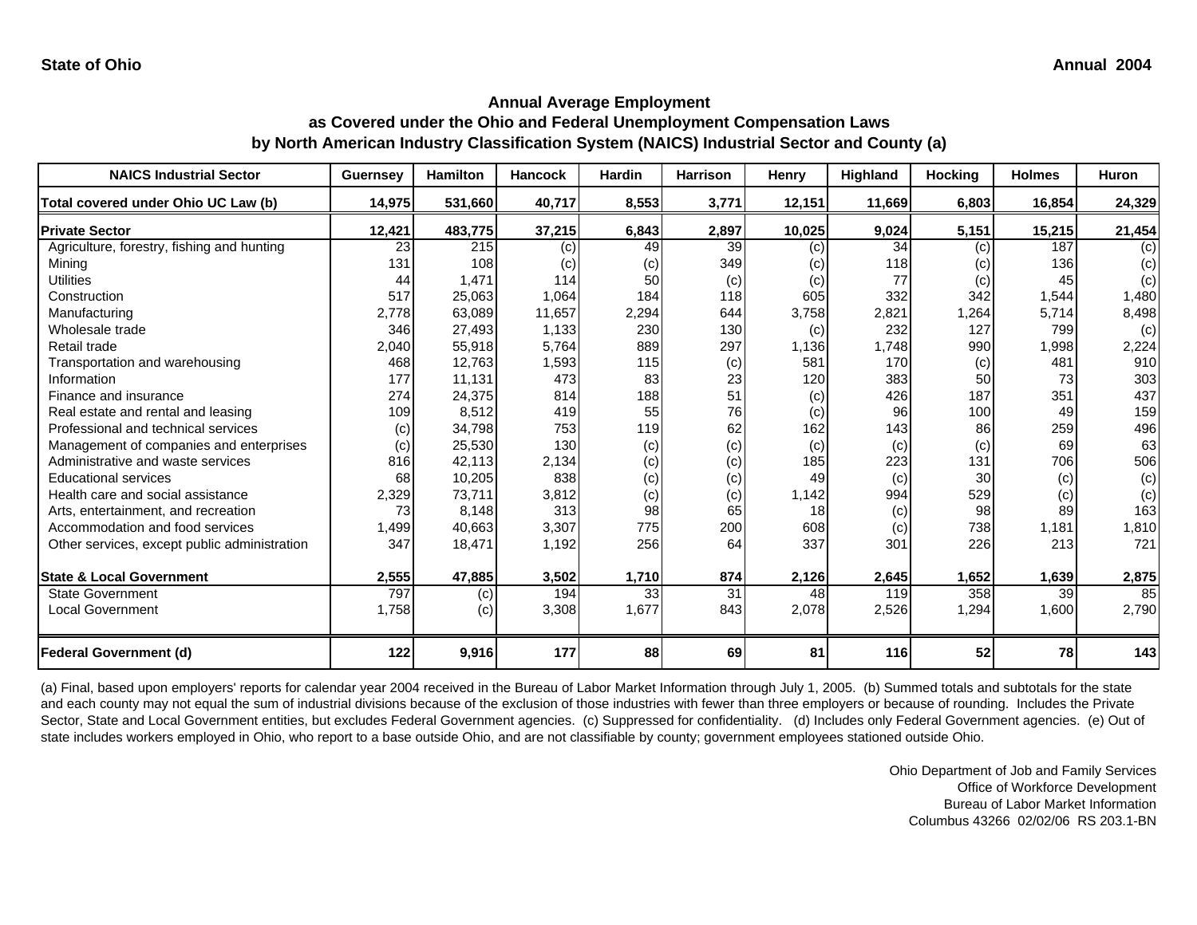**State of Ohio** **Annual 2004**

## Annual Average Employment
## as Covered under the Ohio and Federal Unemployment Compensation Laws
## by North American Industry Classification System (NAICS) Industrial Sector and County (a)

| NAICS Industrial Sector | Guernsey | Hamilton | Hancock | Hardin | Harrison | Henry | Highland | Hocking | Holmes | Huron |
|---|---|---|---|---|---|---|---|---|---|---|
| **Total covered under Ohio UC Law (b)** | **14,975** | **531,660** | **40,717** | **8,553** | **3,771** | **12,151** | **11,669** | **6,803** | **16,854** | **24,329** |
| **Private Sector** | **12,421** | **483,775** | **37,215** | **6,843** | **2,897** | **10,025** | **9,024** | **5,151** | **15,215** | **21,454** |
| Agriculture, forestry, fishing and hunting | 23 | 215 | (c) | 49 | 39 | (c) | 34 | (c) | 187 | (c) |
| Mining | 131 | 108 | (c) | (c) | 349 | (c) | 118 | (c) | 136 | (c) |
| Utilities | 44 | 1,471 | 114 | 50 | (c) | (c) | 77 | (c) | 45 | (c) |
| Construction | 517 | 25,063 | 1,064 | 184 | 118 | 605 | 332 | 342 | 1,544 | 1,480 |
| Manufacturing | 2,778 | 63,089 | 11,657 | 2,294 | 644 | 3,758 | 2,821 | 1,264 | 5,714 | 8,498 |
| Wholesale trade | 346 | 27,493 | 1,133 | 230 | 130 | (c) | 232 | 127 | 799 | (c) |
| Retail trade | 2,040 | 55,918 | 5,764 | 889 | 297 | 1,136 | 1,748 | 990 | 1,998 | 2,224 |
| Transportation and warehousing | 468 | 12,763 | 1,593 | 115 | (c) | 581 | 170 | (c) | 481 | 910 |
| Information | 177 | 11,131 | 473 | 83 | 23 | 120 | 383 | 50 | 73 | 303 |
| Finance and insurance | 274 | 24,375 | 814 | 188 | 51 | (c) | 426 | 187 | 351 | 437 |
| Real estate and rental and leasing | 109 | 8,512 | 419 | 55 | 76 | (c) | 96 | 100 | 49 | 159 |
| Professional and technical services | (c) | 34,798 | 753 | 119 | 62 | 162 | 143 | 86 | 259 | 496 |
| Management of companies and enterprises | (c) | 25,530 | 130 | (c) | (c) | (c) | (c) | (c) | 69 | 63 |
| Administrative and waste services | 816 | 42,113 | 2,134 | (c) | (c) | 185 | 223 | 131 | 706 | 506 |
| Educational services | 68 | 10,205 | 838 | (c) | (c) | 49 | (c) | 30 | (c) | (c) |
| Health care and social assistance | 2,329 | 73,711 | 3,812 | (c) | (c) | 1,142 | 994 | 529 | (c) | (c) |
| Arts, entertainment, and recreation | 73 | 8,148 | 313 | 98 | 65 | 18 | (c) | 98 | 89 | 163 |
| Accommodation and food services | 1,499 | 40,663 | 3,307 | 775 | 200 | 608 | (c) | 738 | 1,181 | 1,810 |
| Other services, except public administration | 347 | 18,471 | 1,192 | 256 | 64 | 337 | 301 | 226 | 213 | 721 |
| **State & Local Government** | **2,555** | **47,885** | **3,502** | **1,710** | **874** | **2,126** | **2,645** | **1,652** | **1,639** | **2,875** |
| State Government | 797 | (c) | 194 | 33 | 31 | 48 | 119 | 358 | 39 | 85 |
| Local Government | 1,758 | (c) | 3,308 | 1,677 | 843 | 2,078 | 2,526 | 1,294 | 1,600 | 2,790 |
| **Federal Government (d)** | **122** | **9,916** | **177** | **88** | **69** | **81** | **116** | **52** | **78** | **143** |

(a) Final, based upon employers' reports for calendar year 2004 received in the Bureau of Labor Market Information through July 1, 2005. (b) Summed totals and subtotals for the state and each county may not equal the sum of industrial divisions because of the exclusion of those industries with fewer than three employers or because of rounding. Includes the Private Sector, State and Local Government entities, but excludes Federal Government agencies. (c) Suppressed for confidentiality. (d) Includes only Federal Government agencies. (e) Out of state includes workers employed in Ohio, who report to a base outside Ohio, and are not classifiable by county; government employees stationed outside Ohio.

Ohio Department of Job and Family Services
Office of Workforce Development
Bureau of Labor Market Information
Columbus 43266 02/02/06 RS 203.1-BN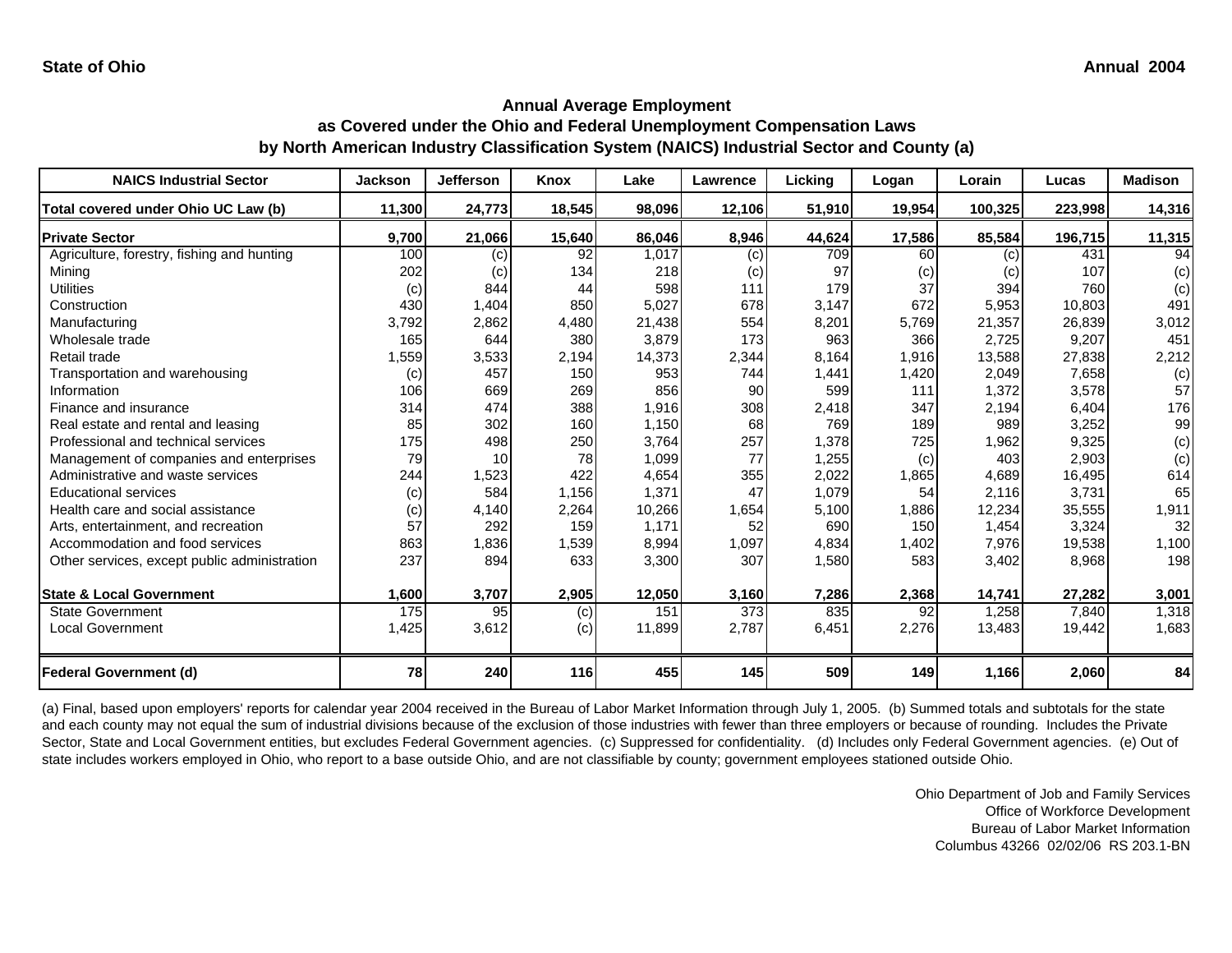**State of Ohio** **Annual 2004**

## Annual Average Employment
## as Covered under the Ohio and Federal Unemployment Compensation Laws
## by North American Industry Classification System (NAICS) Industrial Sector and County (a)

| NAICS Industrial Sector | Jackson | Jefferson | Knox | Lake | Lawrence | Licking | Logan | Lorain | Lucas | Madison |
|---|---|---|---|---|---|---|---|---|---|---|
| **Total covered under Ohio UC Law (b)** | **11,300** | **24,773** | **18,545** | **98,096** | **12,106** | **51,910** | **19,954** | **100,325** | **223,998** | **14,316** |
| **Private Sector** | **9,700** | **21,066** | **15,640** | **86,046** | **8,946** | **44,624** | **17,586** | **85,584** | **196,715** | **11,315** |
| Agriculture, forestry, fishing and hunting | 100 | (c) | 92 | 1,017 | (c) | 709 | 60 | (c) | 431 | 94 |
| Mining | 202 | (c) | 134 | 218 | (c) | 97 | (c) | (c) | 107 | (c) |
| Utilities | (c) | 844 | 44 | 598 | 111 | 179 | 37 | 394 | 760 | (c) |
| Construction | 430 | 1,404 | 850 | 5,027 | 678 | 3,147 | 672 | 5,953 | 10,803 | 491 |
| Manufacturing | 3,792 | 2,862 | 4,480 | 21,438 | 554 | 8,201 | 5,769 | 21,357 | 26,839 | 3,012 |
| Wholesale trade | 165 | 644 | 380 | 3,879 | 173 | 963 | 366 | 2,725 | 9,207 | 451 |
| Retail trade | 1,559 | 3,533 | 2,194 | 14,373 | 2,344 | 8,164 | 1,916 | 13,588 | 27,838 | 2,212 |
| Transportation and warehousing | (c) | 457 | 150 | 953 | 744 | 1,441 | 1,420 | 2,049 | 7,658 | (c) |
| Information | 106 | 669 | 269 | 856 | 90 | 599 | 111 | 1,372 | 3,578 | 57 |
| Finance and insurance | 314 | 474 | 388 | 1,916 | 308 | 2,418 | 347 | 2,194 | 6,404 | 176 |
| Real estate and rental and leasing | 85 | 302 | 160 | 1,150 | 68 | 769 | 189 | 989 | 3,252 | 99 |
| Professional and technical services | 175 | 498 | 250 | 3,764 | 257 | 1,378 | 725 | 1,962 | 9,325 | (c) |
| Management of companies and enterprises | 79 | 10 | 78 | 1,099 | 77 | 1,255 | (c) | 403 | 2,903 | (c) |
| Administrative and waste services | 244 | 1,523 | 422 | 4,654 | 355 | 2,022 | 1,865 | 4,689 | 16,495 | 614 |
| Educational services | (c) | 584 | 1,156 | 1,371 | 47 | 1,079 | 54 | 2,116 | 3,731 | 65 |
| Health care and social assistance | (c) | 4,140 | 2,264 | 10,266 | 1,654 | 5,100 | 1,886 | 12,234 | 35,555 | 1,911 |
| Arts, entertainment, and recreation | 57 | 292 | 159 | 1,171 | 52 | 690 | 150 | 1,454 | 3,324 | 32 |
| Accommodation and food services | 863 | 1,836 | 1,539 | 8,994 | 1,097 | 4,834 | 1,402 | 7,976 | 19,538 | 1,100 |
| Other services, except public administration | 237 | 894 | 633 | 3,300 | 307 | 1,580 | 583 | 3,402 | 8,968 | 198 |
| **State & Local Government** | **1,600** | **3,707** | **2,905** | **12,050** | **3,160** | **7,286** | **2,368** | **14,741** | **27,282** | **3,001** |
| State Government | 175 | 95 | (c) | 151 | 373 | 835 | 92 | 1,258 | 7,840 | 1,318 |
| Local Government | 1,425 | 3,612 | (c) | 11,899 | 2,787 | 6,451 | 2,276 | 13,483 | 19,442 | 1,683 |
| **Federal Government (d)** | **78** | **240** | **116** | **455** | **145** | **509** | **149** | **1,166** | **2,060** | **84** |

(a) Final, based upon employers' reports for calendar year 2004 received in the Bureau of Labor Market Information through July 1, 2005. (b) Summed totals and subtotals for the state and each county may not equal the sum of industrial divisions because of the exclusion of those industries with fewer than three employers or because of rounding. Includes the Private Sector, State and Local Government entities, but excludes Federal Government agencies. (c) Suppressed for confidentiality. (d) Includes only Federal Government agencies. (e) Out of state includes workers employed in Ohio, who report to a base outside Ohio, and are not classifiable by county; government employees stationed outside Ohio.

Ohio Department of Job and Family Services
Office of Workforce Development
Bureau of Labor Market Information
Columbus 43266 02/02/06 RS 203.1-BN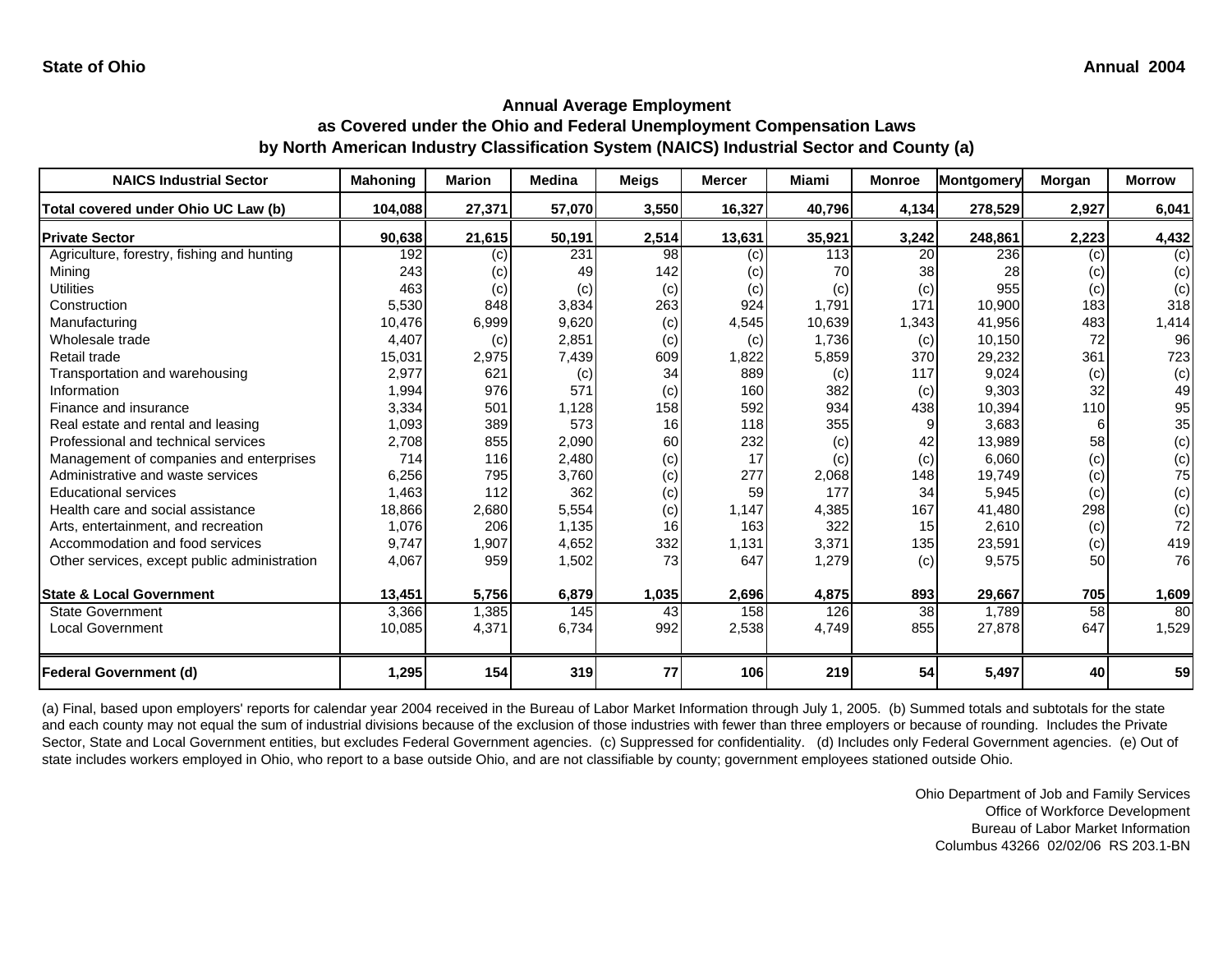**State of Ohio** **Annual 2004**

## Annual Average Employment
## as Covered under the Ohio and Federal Unemployment Compensation Laws
## by North American Industry Classification System (NAICS) Industrial Sector and County (a)

| NAICS Industrial Sector | Mahoning | Marion | Medina | Meigs | Mercer | Miami | Monroe | Montgomery | Morgan | Morrow |
|---|---|---|---|---|---|---|---|---|---|---|
| **Total covered under Ohio UC Law (b)** | **104,088** | **27,371** | **57,070** | **3,550** | **16,327** | **40,796** | **4,134** | **278,529** | **2,927** | **6,041** |
| **Private Sector** | **90,638** | **21,615** | **50,191** | **2,514** | **13,631** | **35,921** | **3,242** | **248,861** | **2,223** | **4,432** |
| Agriculture, forestry, fishing and hunting | 192 | (c) | 231 | 98 | (c) | 113 | 20 | 236 | (c) | (c) |
| Mining | 243 | (c) | 49 | 142 | (c) | 70 | 38 | 28 | (c) | (c) |
| Utilities | 463 | (c) | (c) | (c) | (c) | (c) | (c) | 955 | (c) | (c) |
| Construction | 5,530 | 848 | 3,834 | 263 | 924 | 1,791 | 171 | 10,900 | 183 | 318 |
| Manufacturing | 10,476 | 6,999 | 9,620 | (c) | 4,545 | 10,639 | 1,343 | 41,956 | 483 | 1,414 |
| Wholesale trade | 4,407 | (c) | 2,851 | (c) | (c) | 1,736 | (c) | 10,150 | 72 | 96 |
| Retail trade | 15,031 | 2,975 | 7,439 | 609 | 1,822 | 5,859 | 370 | 29,232 | 361 | 723 |
| Transportation and warehousing | 2,977 | 621 | (c) | 34 | 889 | (c) | 117 | 9,024 | (c) | (c) |
| Information | 1,994 | 976 | 571 | (c) | 160 | 382 | (c) | 9,303 | 32 | 49 |
| Finance and insurance | 3,334 | 501 | 1,128 | 158 | 592 | 934 | 438 | 10,394 | 110 | 95 |
| Real estate and rental and leasing | 1,093 | 389 | 573 | 16 | 118 | 355 | 9 | 3,683 | 6 | 35 |
| Professional and technical services | 2,708 | 855 | 2,090 | 60 | 232 | (c) | 42 | 13,989 | 58 | (c) |
| Management of companies and enterprises | 714 | 116 | 2,480 | (c) | 17 | (c) | (c) | 6,060 | (c) | (c) |
| Administrative and waste services | 6,256 | 795 | 3,760 | (c) | 277 | 2,068 | 148 | 19,749 | (c) | 75 |
| Educational services | 1,463 | 112 | 362 | (c) | 59 | 177 | 34 | 5,945 | (c) | (c) |
| Health care and social assistance | 18,866 | 2,680 | 5,554 | (c) | 1,147 | 4,385 | 167 | 41,480 | 298 | (c) |
| Arts, entertainment, and recreation | 1,076 | 206 | 1,135 | 16 | 163 | 322 | 15 | 2,610 | (c) | 72 |
| Accommodation and food services | 9,747 | 1,907 | 4,652 | 332 | 1,131 | 3,371 | 135 | 23,591 | (c) | 419 |
| Other services, except public administration | 4,067 | 959 | 1,502 | 73 | 647 | 1,279 | (c) | 9,575 | 50 | 76 |
| **State & Local Government** | **13,451** | **5,756** | **6,879** | **1,035** | **2,696** | **4,875** | **893** | **29,667** | **705** | **1,609** |
| State Government | 3,366 | 1,385 | 145 | 43 | 158 | 126 | 38 | 1,789 | 58 | 80 |
| Local Government | 10,085 | 4,371 | 6,734 | 992 | 2,538 | 4,749 | 855 | 27,878 | 647 | 1,529 |
| **Federal Government (d)** | **1,295** | **154** | **319** | **77** | **106** | **219** | **54** | **5,497** | **40** | **59** |

(a) Final, based upon employers' reports for calendar year 2004 received in the Bureau of Labor Market Information through July 1, 2005. (b) Summed totals and subtotals for the state and each county may not equal the sum of industrial divisions because of the exclusion of those industries with fewer than three employers or because of rounding. Includes the Private Sector, State and Local Government entities, but excludes Federal Government agencies. (c) Suppressed for confidentiality. (d) Includes only Federal Government agencies. (e) Out of state includes workers employed in Ohio, who report to a base outside Ohio, and are not classifiable by county; government employees stationed outside Ohio.

Ohio Department of Job and Family Services
Office of Workforce Development
Bureau of Labor Market Information
Columbus 43266 02/02/06 RS 203.1-BN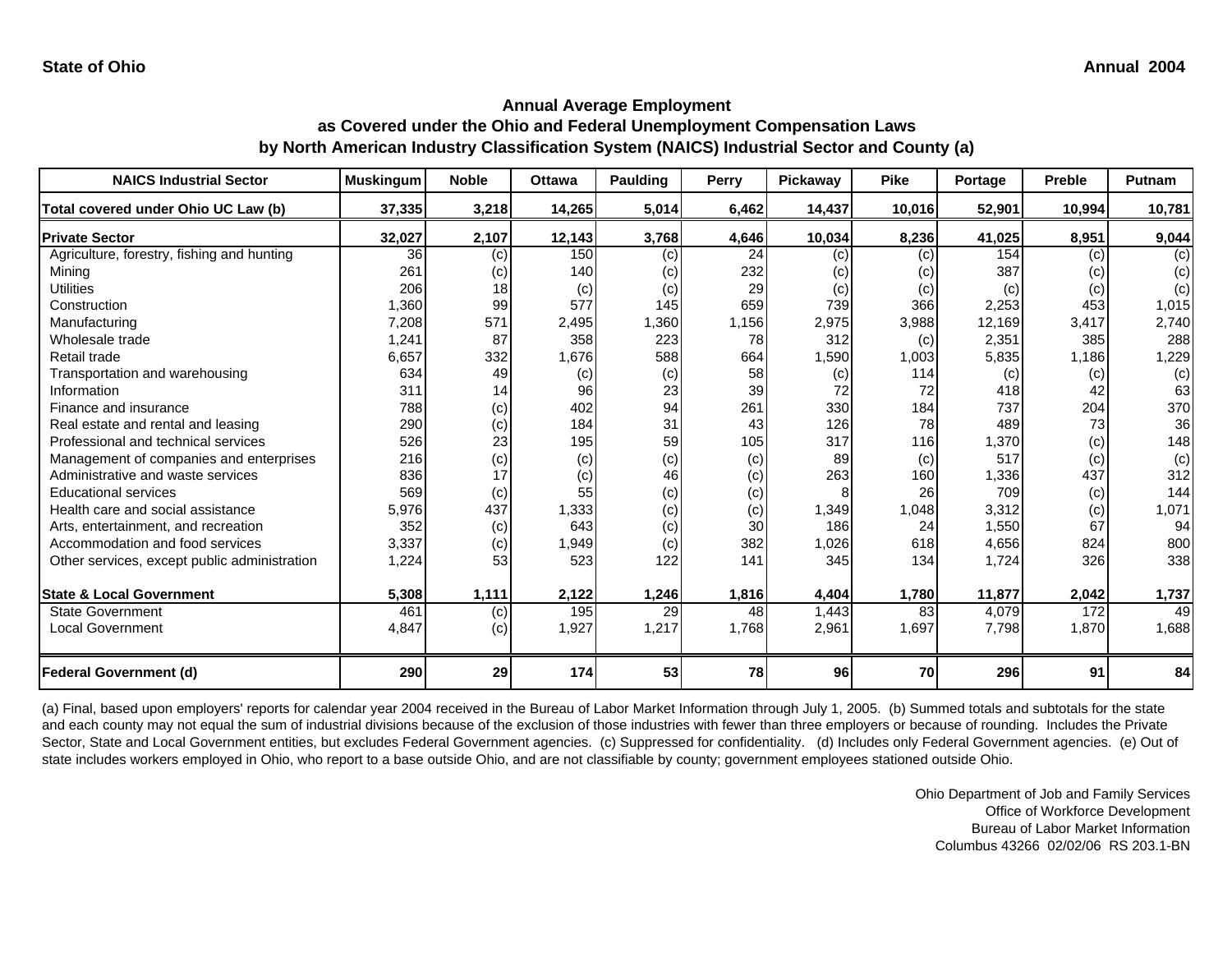State of Ohio　　　　Annual 2004

## Annual Average Employment as Covered under the Ohio and Federal Unemployment Compensation Laws by North American Industry Classification System (NAICS) Industrial Sector and County (a)

| NAICS Industrial Sector | Muskingum | Noble | Ottawa | Paulding | Perry | Pickaway | Pike | Portage | Preble | Putnam |
|---|---|---|---|---|---|---|---|---|---|---|
| **Total covered under Ohio UC Law (b)** | **37,335** | **3,218** | **14,265** | **5,014** | **6,462** | **14,437** | **10,016** | **52,901** | **10,994** | **10,781** |
| **Private Sector** | **32,027** | **2,107** | **12,143** | **3,768** | **4,646** | **10,034** | **8,236** | **41,025** | **8,951** | **9,044** |
| Agriculture, forestry, fishing and hunting | 36 | (c) | 150 | (c) | 24 | (c) | (c) | 154 | (c) | (c) |
| Mining | 261 | (c) | 140 | (c) | 232 | (c) | (c) | 387 | (c) | (c) |
| Utilities | 206 | 18 | (c) | (c) | 29 | (c) | (c) | (c) | (c) | (c) |
| Construction | 1,360 | 99 | 577 | 145 | 659 | 739 | 366 | 2,253 | 453 | 1,015 |
| Manufacturing | 7,208 | 571 | 2,495 | 1,360 | 1,156 | 2,975 | 3,988 | 12,169 | 3,417 | 2,740 |
| Wholesale trade | 1,241 | 87 | 358 | 223 | 78 | 312 | (c) | 2,351 | 385 | 288 |
| Retail trade | 6,657 | 332 | 1,676 | 588 | 664 | 1,590 | 1,003 | 5,835 | 1,186 | 1,229 |
| Transportation and warehousing | 634 | 49 | (c) | (c) | 58 | (c) | 114 | (c) | (c) | (c) |
| Information | 311 | 14 | 96 | 23 | 39 | 72 | 72 | 418 | 42 | 63 |
| Finance and insurance | 788 | (c) | 402 | 94 | 261 | 330 | 184 | 737 | 204 | 370 |
| Real estate and rental and leasing | 290 | (c) | 184 | 31 | 43 | 126 | 78 | 489 | 73 | 36 |
| Professional and technical services | 526 | 23 | 195 | 59 | 105 | 317 | 116 | 1,370 | (c) | 148 |
| Management of companies and enterprises | 216 | (c) | (c) | (c) | (c) | 89 | (c) | 517 | (c) | (c) |
| Administrative and waste services | 836 | 17 | (c) | 46 | (c) | 263 | 160 | 1,336 | 437 | 312 |
| Educational services | 569 | (c) | 55 | (c) | (c) | 8 | 26 | 709 | (c) | 144 |
| Health care and social assistance | 5,976 | 437 | 1,333 | (c) | (c) | 1,349 | 1,048 | 3,312 | (c) | 1,071 |
| Arts, entertainment, and recreation | 352 | (c) | 643 | (c) | 30 | 186 | 24 | 1,550 | 67 | 94 |
| Accommodation and food services | 3,337 | (c) | 1,949 | (c) | 382 | 1,026 | 618 | 4,656 | 824 | 800 |
| Other services, except public administration | 1,224 | 53 | 523 | 122 | 141 | 345 | 134 | 1,724 | 326 | 338 |
| **State & Local Government** | **5,308** | **1,111** | **2,122** | **1,246** | **1,816** | **4,404** | **1,780** | **11,877** | **2,042** | **1,737** |
| State Government | 461 | (c) | 195 | 29 | 48 | 1,443 | 83 | 4,079 | 172 | 49 |
| Local Government | 4,847 | (c) | 1,927 | 1,217 | 1,768 | 2,961 | 1,697 | 7,798 | 1,870 | 1,688 |
| **Federal Government (d)** | **290** | **29** | **174** | **53** | **78** | **96** | **70** | **296** | **91** | **84** |

(a) Final, based upon employers' reports for calendar year 2004 received in the Bureau of Labor Market Information through July 1, 2005. (b) Summed totals and subtotals for the state and each county may not equal the sum of industrial divisions because of the exclusion of those industries with fewer than three employers or because of rounding. Includes the Private Sector, State and Local Government entities, but excludes Federal Government agencies. (c) Suppressed for confidentiality. (d) Includes only Federal Government agencies. (e) Out of state includes workers employed in Ohio, who report to a base outside Ohio, and are not classifiable by county; government employees stationed outside Ohio.

Ohio Department of Job and Family Services
Office of Workforce Development
Bureau of Labor Market Information
Columbus 43266 02/02/06 RS 203.1-BN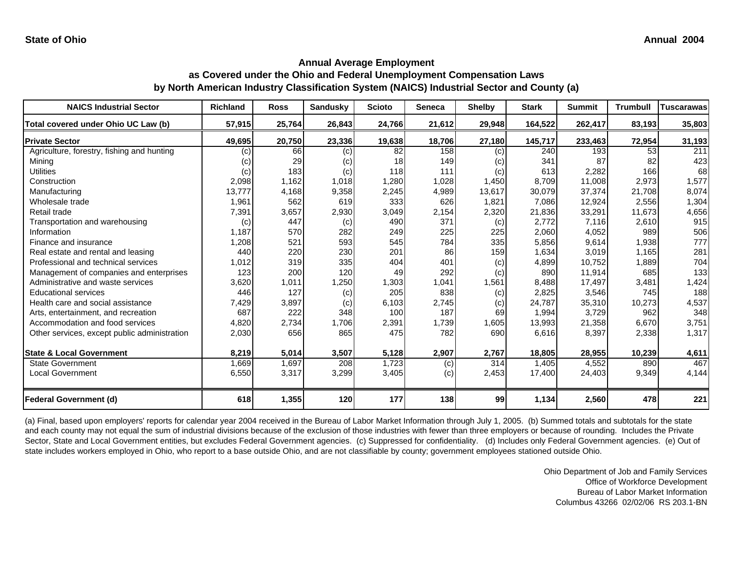**State of Ohio** | **Annual 2004**

## Annual Average Employment
## as Covered under the Ohio and Federal Unemployment Compensation Laws
## by North American Industry Classification System (NAICS) Industrial Sector and County (a)

| NAICS Industrial Sector | Richland | Ross | Sandusky | Scioto | Seneca | Shelby | Stark | Summit | Trumbull | Tuscarawas |
|---|---|---|---|---|---|---|---|---|---|---|
| **Total covered under Ohio UC Law (b)** | **57,915** | **25,764** | **26,843** | **24,766** | **21,612** | **29,948** | **164,522** | **262,417** | **83,193** | **35,803** |
| **Private Sector** | **49,695** | **20,750** | **23,336** | **19,638** | **18,706** | **27,180** | **145,717** | **233,463** | **72,954** | **31,193** |
| Agriculture, forestry, fishing and hunting | (c) | 66 | (c) | 82 | 158 | (c) | 240 | 193 | 53 | 211 |
| Mining | (c) | 29 | (c) | 18 | 149 | (c) | 341 | 87 | 82 | 423 |
| Utilities | (c) | 183 | (c) | 118 | 111 | (c) | 613 | 2,282 | 166 | 68 |
| Construction | 2,098 | 1,162 | 1,018 | 1,280 | 1,028 | 1,450 | 8,709 | 11,008 | 2,973 | 1,577 |
| Manufacturing | 13,777 | 4,168 | 9,358 | 2,245 | 4,989 | 13,617 | 30,079 | 37,374 | 21,708 | 8,074 |
| Wholesale trade | 1,961 | 562 | 619 | 333 | 626 | 1,821 | 7,086 | 12,924 | 2,556 | 1,304 |
| Retail trade | 7,391 | 3,657 | 2,930 | 3,049 | 2,154 | 2,320 | 21,836 | 33,291 | 11,673 | 4,656 |
| Transportation and warehousing | (c) | 447 | (c) | 490 | 371 | (c) | 2,772 | 7,116 | 2,610 | 915 |
| Information | 1,187 | 570 | 282 | 249 | 225 | 225 | 2,060 | 4,052 | 989 | 506 |
| Finance and insurance | 1,208 | 521 | 593 | 545 | 784 | 335 | 5,856 | 9,614 | 1,938 | 777 |
| Real estate and rental and leasing | 440 | 220 | 230 | 201 | 86 | 159 | 1,634 | 3,019 | 1,165 | 281 |
| Professional and technical services | 1,012 | 319 | 335 | 404 | 401 | (c) | 4,899 | 10,752 | 1,889 | 704 |
| Management of companies and enterprises | 123 | 200 | 120 | 49 | 292 | (c) | 890 | 11,914 | 685 | 133 |
| Administrative and waste services | 3,620 | 1,011 | 1,250 | 1,303 | 1,041 | 1,561 | 8,488 | 17,497 | 3,481 | 1,424 |
| Educational services | 446 | 127 | (c) | 205 | 838 | (c) | 2,825 | 3,546 | 745 | 188 |
| Health care and social assistance | 7,429 | 3,897 | (c) | 6,103 | 2,745 | (c) | 24,787 | 35,310 | 10,273 | 4,537 |
| Arts, entertainment, and recreation | 687 | 222 | 348 | 100 | 187 | 69 | 1,994 | 3,729 | 962 | 348 |
| Accommodation and food services | 4,820 | 2,734 | 1,706 | 2,391 | 1,739 | 1,605 | 13,993 | 21,358 | 6,670 | 3,751 |
| Other services, except public administration | 2,030 | 656 | 865 | 475 | 782 | 690 | 6,616 | 8,397 | 2,338 | 1,317 |
| **State & Local Government** | **8,219** | **5,014** | **3,507** | **5,128** | **2,907** | **2,767** | **18,805** | **28,955** | **10,239** | **4,611** |
| State Government | 1,669 | 1,697 | 208 | 1,723 | (c) | 314 | 1,405 | 4,552 | 890 | 467 |
| Local Government | 6,550 | 3,317 | 3,299 | 3,405 | (c) | 2,453 | 17,400 | 24,403 | 9,349 | 4,144 |
| **Federal Government (d)** | **618** | **1,355** | **120** | **177** | **138** | **99** | **1,134** | **2,560** | **478** | **221** |

(a) Final, based upon employers' reports for calendar year 2004 received in the Bureau of Labor Market Information through July 1, 2005. (b) Summed totals and subtotals for the state and each county may not equal the sum of industrial divisions because of the exclusion of those industries with fewer than three employers or because of rounding. Includes the Private Sector, State and Local Government entities, but excludes Federal Government agencies. (c) Suppressed for confidentiality. (d) Includes only Federal Government agencies. (e) Out of state includes workers employed in Ohio, who report to a base outside Ohio, and are not classifiable by county; government employees stationed outside Ohio.

Ohio Department of Job and Family Services
Office of Workforce Development
Bureau of Labor Market Information
Columbus 43266 02/02/06 RS 203.1-BN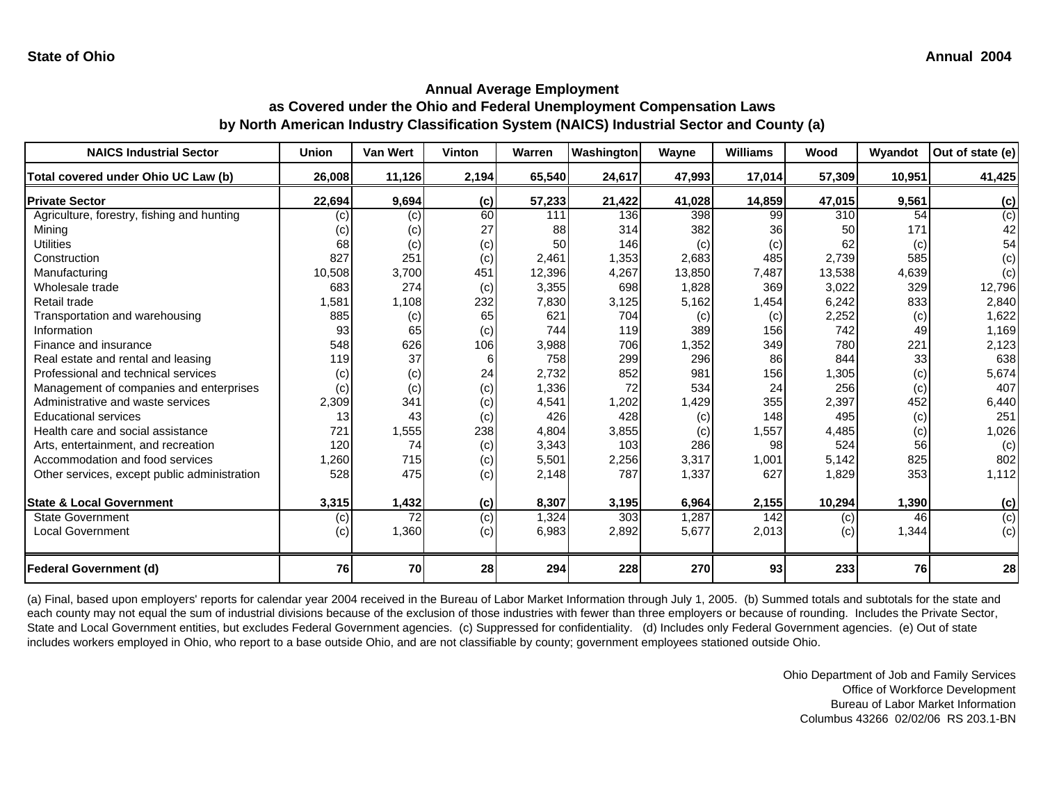State of Ohio

Annual 2004

## Annual Average Employment
## as Covered under the Ohio and Federal Unemployment Compensation Laws
## by North American Industry Classification System (NAICS) Industrial Sector and County (a)

| NAICS Industrial Sector | Union | Van Wert | Vinton | Warren | Washington | Wayne | Williams | Wood | Wyandot | Out of state (e) |
|---|---|---|---|---|---|---|---|---|---|---|
| **Total covered under Ohio UC Law (b)** | **26,008** | **11,126** | **2,194** | **65,540** | **24,617** | **47,993** | **17,014** | **57,309** | **10,951** | **41,425** |
| **Private Sector** | **22,694** | **9,694** | **(c)** | **57,233** | **21,422** | **41,028** | **14,859** | **47,015** | **9,561** | **(c)** |
| Agriculture, forestry, fishing and hunting | (c) | (c) | 60 | 111 | 136 | 398 | 99 | 310 | 54 | (c) |
| Mining | (c) | (c) | 27 | 88 | 314 | 382 | 36 | 50 | 171 | 42 |
| Utilities | 68 | (c) | (c) | 50 | 146 | (c) | (c) | 62 | (c) | 54 |
| Construction | 827 | 251 | (c) | 2,461 | 1,353 | 2,683 | 485 | 2,739 | 585 | (c) |
| Manufacturing | 10,508 | 3,700 | 451 | 12,396 | 4,267 | 13,850 | 7,487 | 13,538 | 4,639 | (c) |
| Wholesale trade | 683 | 274 | (c) | 3,355 | 698 | 1,828 | 369 | 3,022 | 329 | 12,796 |
| Retail trade | 1,581 | 1,108 | 232 | 7,830 | 3,125 | 5,162 | 1,454 | 6,242 | 833 | 2,840 |
| Transportation and warehousing | 885 | (c) | 65 | 621 | 704 | (c) | (c) | 2,252 | (c) | 1,622 |
| Information | 93 | 65 | (c) | 744 | 119 | 389 | 156 | 742 | 49 | 1,169 |
| Finance and insurance | 548 | 626 | 106 | 3,988 | 706 | 1,352 | 349 | 780 | 221 | 2,123 |
| Real estate and rental and leasing | 119 | 37 | 6 | 758 | 299 | 296 | 86 | 844 | 33 | 638 |
| Professional and technical services | (c) | (c) | 24 | 2,732 | 852 | 981 | 156 | 1,305 | (c) | 5,674 |
| Management of companies and enterprises | (c) | (c) | (c) | 1,336 | 72 | 534 | 24 | 256 | (c) | 407 |
| Administrative and waste services | 2,309 | 341 | (c) | 4,541 | 1,202 | 1,429 | 355 | 2,397 | 452 | 6,440 |
| Educational services | 13 | 43 | (c) | 426 | 428 | (c) | 148 | 495 | (c) | 251 |
| Health care and social assistance | 721 | 1,555 | 238 | 4,804 | 3,855 | (c) | 1,557 | 4,485 | (c) | 1,026 |
| Arts, entertainment, and recreation | 120 | 74 | (c) | 3,343 | 103 | 286 | 98 | 524 | 56 | (c) |
| Accommodation and food services | 1,260 | 715 | (c) | 5,501 | 2,256 | 3,317 | 1,001 | 5,142 | 825 | 802 |
| Other services, except public administration | 528 | 475 | (c) | 2,148 | 787 | 1,337 | 627 | 1,829 | 353 | 1,112 |
| **State & Local Government** | **3,315** | **1,432** | **(c)** | **8,307** | **3,195** | **6,964** | **2,155** | **10,294** | **1,390** | **(c)** |
| State Government | (c) | 72 | (c) | 1,324 | 303 | 1,287 | 142 | (c) | 46 | (c) |
| Local Government | (c) | 1,360 | (c) | 6,983 | 2,892 | 5,677 | 2,013 | (c) | 1,344 | (c) |
| **Federal Government (d)** | **76** | **70** | **28** | **294** | **228** | **270** | **93** | **233** | **76** | **28** |

(a) Final, based upon employers' reports for calendar year 2004 received in the Bureau of Labor Market Information through July 1, 2005. (b) Summed totals and subtotals for the state and each county may not equal the sum of industrial divisions because of the exclusion of those industries with fewer than three employers or because of rounding. Includes the Private Sector, State and Local Government entities, but excludes Federal Government agencies. (c) Suppressed for confidentiality. (d) Includes only Federal Government agencies. (e) Out of state includes workers employed in Ohio, who report to a base outside Ohio, and are not classifiable by county; government employees stationed outside Ohio.

Ohio Department of Job and Family Services
Office of Workforce Development
Bureau of Labor Market Information
Columbus 43266 02/02/06 RS 203.1-BN